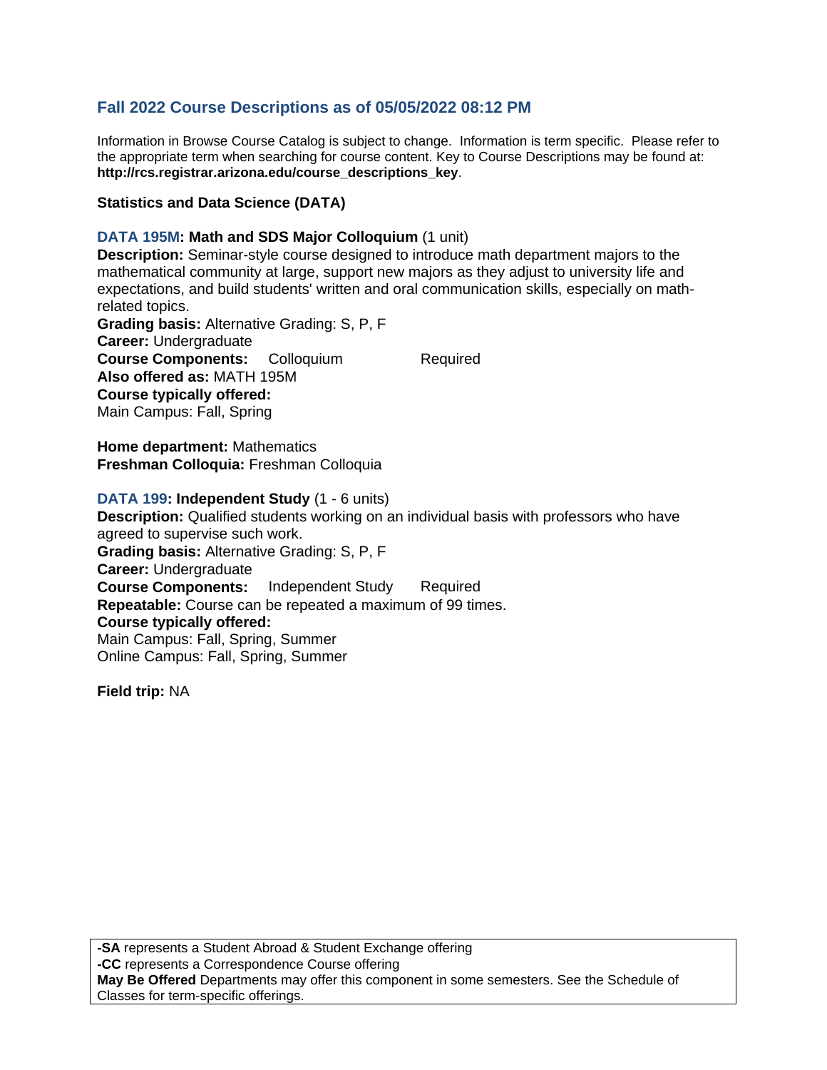## Fall 2022 Course Descriptions as of 05/05/2022 08:12 PM

Information in Browse Course Catalog is subject to change. Information is term specific. Please refer to the appropriate term when searching for course content. Key to Course Descriptions may be found at: **http://rcs.registrar.arizona.edu/course_descriptions_key**.

### Statistics and Data Science (DATA)

**DATA 195M: Math and SDS Major Colloquium** (1 unit)
**Description:** Seminar-style course designed to introduce math department majors to the mathematical community at large, support new majors as they adjust to university life and expectations, and build students' written and oral communication skills, especially on math-related topics.
**Grading basis:** Alternative Grading: S, P, F
**Career:** Undergraduate
**Course Components:** Colloquium Required
**Also offered as:** MATH 195M
**Course typically offered:**
Main Campus: Fall, Spring

**Home department:** Mathematics
**Freshman Colloquia:** Freshman Colloquia

**DATA 199: Independent Study** (1 - 6 units)
**Description:** Qualified students working on an individual basis with professors who have agreed to supervise such work.
**Grading basis:** Alternative Grading: S, P, F
**Career:** Undergraduate
**Course Components:** Independent Study Required
**Repeatable:** Course can be repeated a maximum of 99 times.
**Course typically offered:**
Main Campus: Fall, Spring, Summer
Online Campus: Fall, Spring, Summer

**Field trip:** NA

**-SA** represents a Student Abroad & Student Exchange offering
**-CC** represents a Correspondence Course offering
**May Be Offered** Departments may offer this component in some semesters. See the Schedule of Classes for term-specific offerings.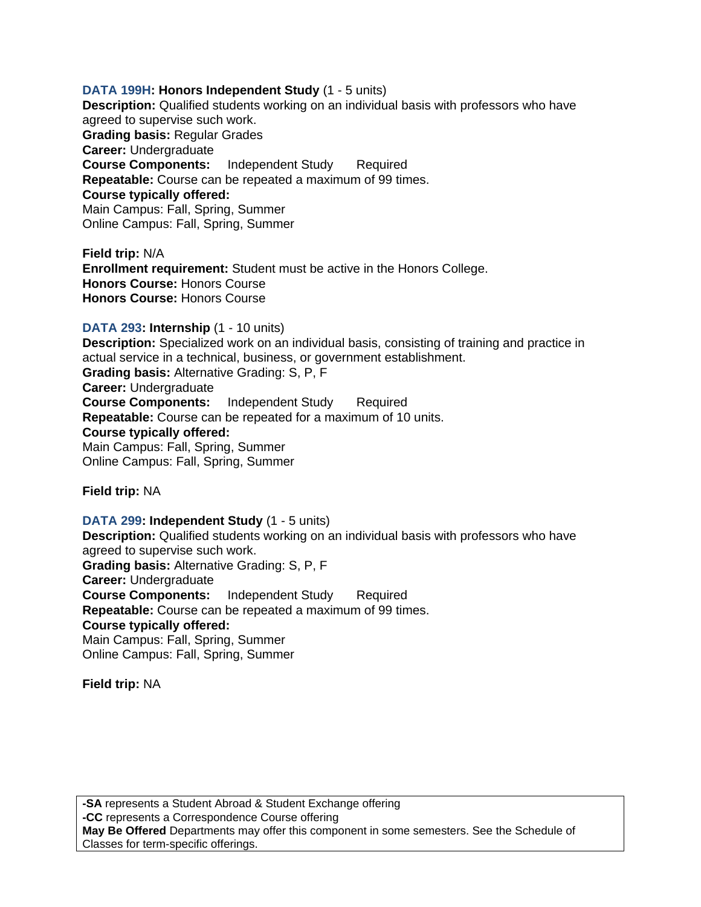**DATA 199H: Honors Independent Study** (1 - 5 units)
**Description:** Qualified students working on an individual basis with professors who have agreed to supervise such work.
**Grading basis:** Regular Grades
**Career:** Undergraduate
**Course Components:** Independent Study Required
**Repeatable:** Course can be repeated a maximum of 99 times.
**Course typically offered:**
Main Campus: Fall, Spring, Summer
Online Campus: Fall, Spring, Summer

**Field trip:** N/A
**Enrollment requirement:** Student must be active in the Honors College.
**Honors Course:** Honors Course
**Honors Course:** Honors Course

**DATA 293: Internship** (1 - 10 units)
**Description:** Specialized work on an individual basis, consisting of training and practice in actual service in a technical, business, or government establishment.
**Grading basis:** Alternative Grading: S, P, F
**Career:** Undergraduate
**Course Components:** Independent Study Required
**Repeatable:** Course can be repeated for a maximum of 10 units.
**Course typically offered:**
Main Campus: Fall, Spring, Summer
Online Campus: Fall, Spring, Summer

**Field trip:** NA

**DATA 299: Independent Study** (1 - 5 units)
**Description:** Qualified students working on an individual basis with professors who have agreed to supervise such work.
**Grading basis:** Alternative Grading: S, P, F
**Career:** Undergraduate
**Course Components:** Independent Study Required
**Repeatable:** Course can be repeated a maximum of 99 times.
**Course typically offered:**
Main Campus: Fall, Spring, Summer
Online Campus: Fall, Spring, Summer

**Field trip:** NA

**-SA** represents a Student Abroad & Student Exchange offering
**-CC** represents a Correspondence Course offering
**May Be Offered** Departments may offer this component in some semesters. See the Schedule of Classes for term-specific offerings.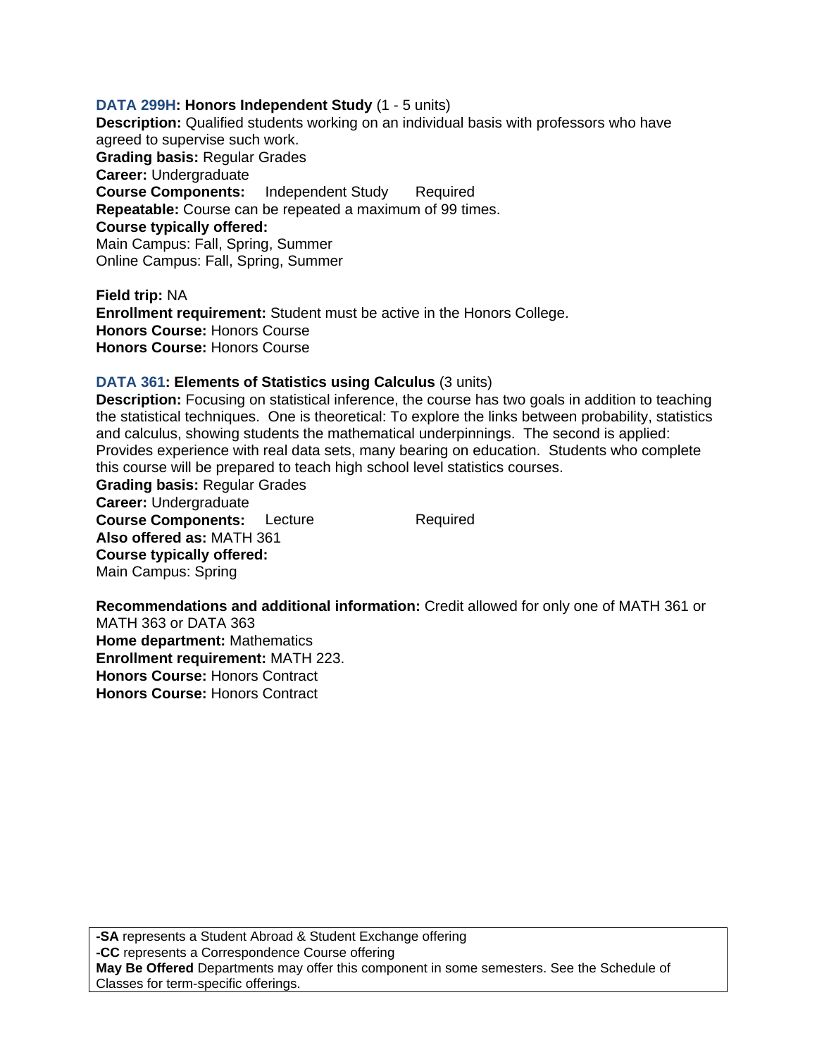**DATA 299H: Honors Independent Study** (1 - 5 units)
**Description:** Qualified students working on an individual basis with professors who have agreed to supervise such work.
**Grading basis:** Regular Grades
**Career:** Undergraduate
**Course Components:** Independent Study Required
**Repeatable:** Course can be repeated a maximum of 99 times.
**Course typically offered:**
Main Campus: Fall, Spring, Summer
Online Campus: Fall, Spring, Summer

**Field trip:** NA
**Enrollment requirement:** Student must be active in the Honors College.
**Honors Course:** Honors Course
**Honors Course:** Honors Course

**DATA 361: Elements of Statistics using Calculus** (3 units)
**Description:** Focusing on statistical inference, the course has two goals in addition to teaching the statistical techniques. One is theoretical: To explore the links between probability, statistics and calculus, showing students the mathematical underpinnings. The second is applied: Provides experience with real data sets, many bearing on education. Students who complete this course will be prepared to teach high school level statistics courses.
**Grading basis:** Regular Grades
**Career:** Undergraduate
**Course Components:** Lecture Required
**Also offered as:** MATH 361
**Course typically offered:**
Main Campus: Spring

**Recommendations and additional information:** Credit allowed for only one of MATH 361 or MATH 363 or DATA 363
**Home department:** Mathematics
**Enrollment requirement:** MATH 223.
**Honors Course:** Honors Contract
**Honors Course:** Honors Contract

**-SA** represents a Student Abroad & Student Exchange offering
**-CC** represents a Correspondence Course offering
**May Be Offered** Departments may offer this component in some semesters. See the Schedule of Classes for term-specific offerings.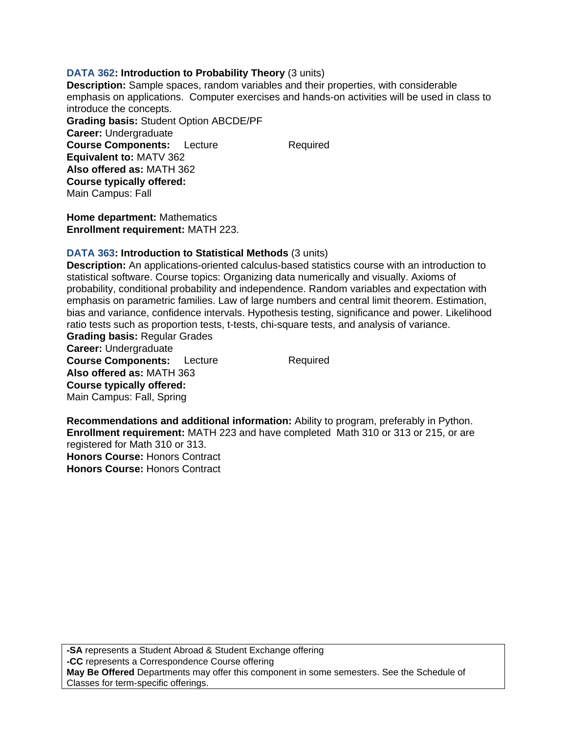**DATA 362: Introduction to Probability Theory** (3 units)
**Description:** Sample spaces, random variables and their properties, with considerable emphasis on applications.  Computer exercises and hands-on activities will be used in class to introduce the concepts.
**Grading basis:** Student Option ABCDE/PF
**Career:** Undergraduate
**Course Components:** Lecture Required
**Equivalent to:** MATV 362
**Also offered as:** MATH 362
**Course typically offered:**
Main Campus: Fall

**Home department:** Mathematics
**Enrollment requirement:** MATH 223.

**DATA 363: Introduction to Statistical Methods** (3 units)
**Description:** An applications-oriented calculus-based statistics course with an introduction to statistical software. Course topics: Organizing data numerically and visually. Axioms of probability, conditional probability and independence. Random variables and expectation with emphasis on parametric families. Law of large numbers and central limit theorem. Estimation, bias and variance, confidence intervals. Hypothesis testing, significance and power. Likelihood ratio tests such as proportion tests, t-tests, chi-square tests, and analysis of variance.
**Grading basis:** Regular Grades
**Career:** Undergraduate
**Course Components:** Lecture Required
**Also offered as:** MATH 363
**Course typically offered:**
Main Campus: Fall, Spring

**Recommendations and additional information:** Ability to program, preferably in Python.
**Enrollment requirement:** MATH 223 and have completed  Math 310 or 313 or 215, or are registered for Math 310 or 313.
**Honors Course:** Honors Contract
**Honors Course:** Honors Contract

**-SA** represents a Student Abroad & Student Exchange offering
**-CC** represents a Correspondence Course offering
**May Be Offered** Departments may offer this component in some semesters. See the Schedule of Classes for term-specific offerings.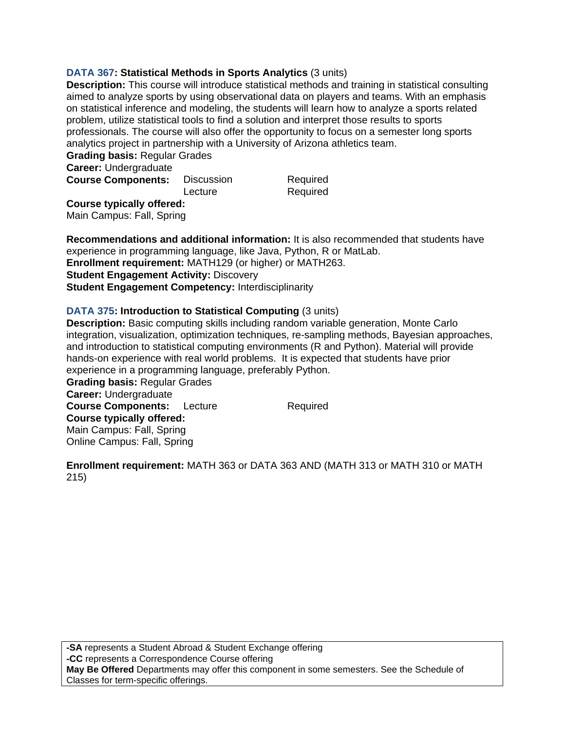**DATA 367: Statistical Methods in Sports Analytics** (3 units)
**Description:** This course will introduce statistical methods and training in statistical consulting aimed to analyze sports by using observational data on players and teams. With an emphasis on statistical inference and modeling, the students will learn how to analyze a sports related problem, utilize statistical tools to find a solution and interpret those results to sports professionals. The course will also offer the opportunity to focus on a semester long sports analytics project in partnership with a University of Arizona athletics team.
**Grading basis:** Regular Grades
**Career:** Undergraduate

| **Course Components:** | Discussion | Required |
| --- | --- | --- |
| | Lecture | Required |

**Course typically offered:**
Main Campus: Fall, Spring

**Recommendations and additional information:** It is also recommended that students have experience in programming language, like Java, Python, R or MatLab.
**Enrollment requirement:** MATH129 (or higher) or MATH263.
**Student Engagement Activity:** Discovery
**Student Engagement Competency:** Interdisciplinarity

**DATA 375: Introduction to Statistical Computing** (3 units)
**Description:** Basic computing skills including random variable generation, Monte Carlo integration, visualization, optimization techniques, re-sampling methods, Bayesian approaches, and introduction to statistical computing environments (R and Python). Material will provide hands-on experience with real world problems. It is expected that students have prior experience in a programming language, preferably Python.
**Grading basis:** Regular Grades
**Career:** Undergraduate

| **Course Components:** | Lecture | Required |
| --- | --- | --- |

**Course typically offered:**
Main Campus: Fall, Spring
Online Campus: Fall, Spring

**Enrollment requirement:** MATH 363 or DATA 363 AND (MATH 313 or MATH 310 or MATH 215)

**-SA** represents a Student Abroad & Student Exchange offering
**-CC** represents a Correspondence Course offering
**May Be Offered** Departments may offer this component in some semesters. See the Schedule of Classes for term-specific offerings.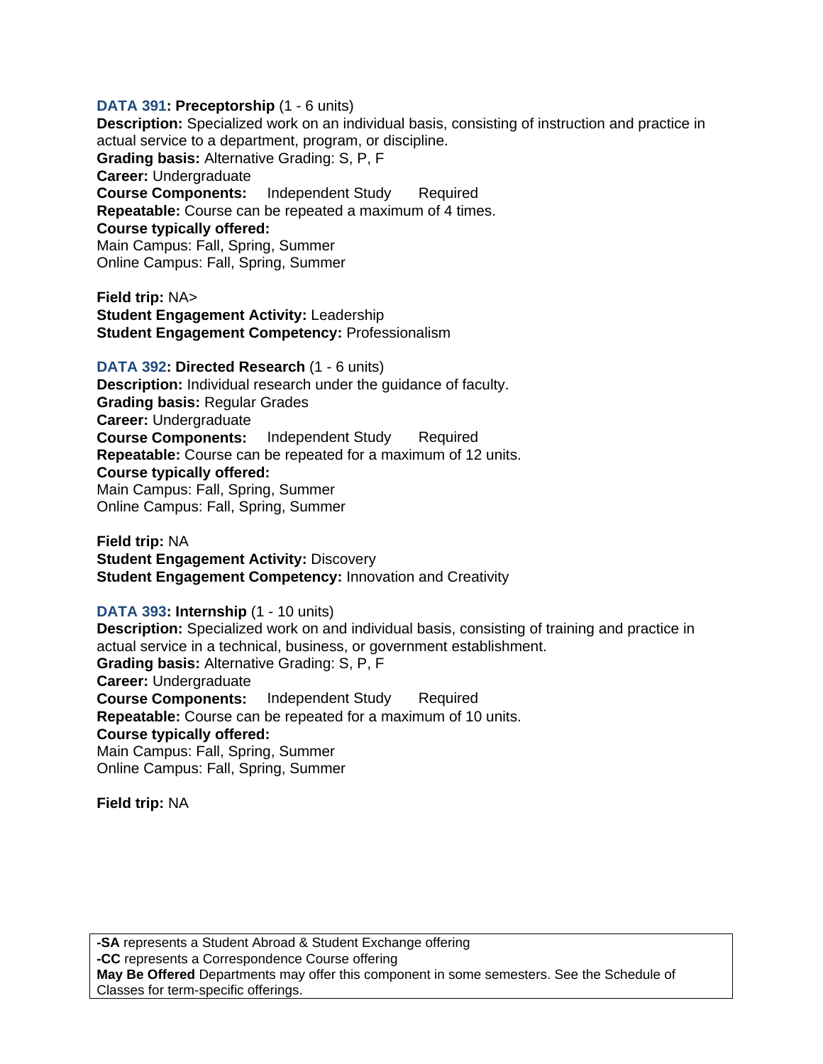**DATA 391: Preceptorship** (1 - 6 units)
**Description:** Specialized work on an individual basis, consisting of instruction and practice in actual service to a department, program, or discipline.
**Grading basis:** Alternative Grading: S, P, F
**Career:** Undergraduate
**Course Components:** Independent Study Required
**Repeatable:** Course can be repeated a maximum of 4 times.
**Course typically offered:**
Main Campus: Fall, Spring, Summer
Online Campus: Fall, Spring, Summer

**Field trip:** NA>
**Student Engagement Activity:** Leadership
**Student Engagement Competency:** Professionalism

**DATA 392: Directed Research** (1 - 6 units)
**Description:** Individual research under the guidance of faculty.
**Grading basis:** Regular Grades
**Career:** Undergraduate
**Course Components:** Independent Study Required
**Repeatable:** Course can be repeated for a maximum of 12 units.
**Course typically offered:**
Main Campus: Fall, Spring, Summer
Online Campus: Fall, Spring, Summer

**Field trip:** NA
**Student Engagement Activity:** Discovery
**Student Engagement Competency:** Innovation and Creativity

**DATA 393: Internship** (1 - 10 units)
**Description:** Specialized work on and individual basis, consisting of training and practice in actual service in a technical, business, or government establishment.
**Grading basis:** Alternative Grading: S, P, F
**Career:** Undergraduate
**Course Components:** Independent Study Required
**Repeatable:** Course can be repeated for a maximum of 10 units.
**Course typically offered:**
Main Campus: Fall, Spring, Summer
Online Campus: Fall, Spring, Summer

**Field trip:** NA

**-SA** represents a Student Abroad & Student Exchange offering
**-CC** represents a Correspondence Course offering
**May Be Offered** Departments may offer this component in some semesters. See the Schedule of Classes for term-specific offerings.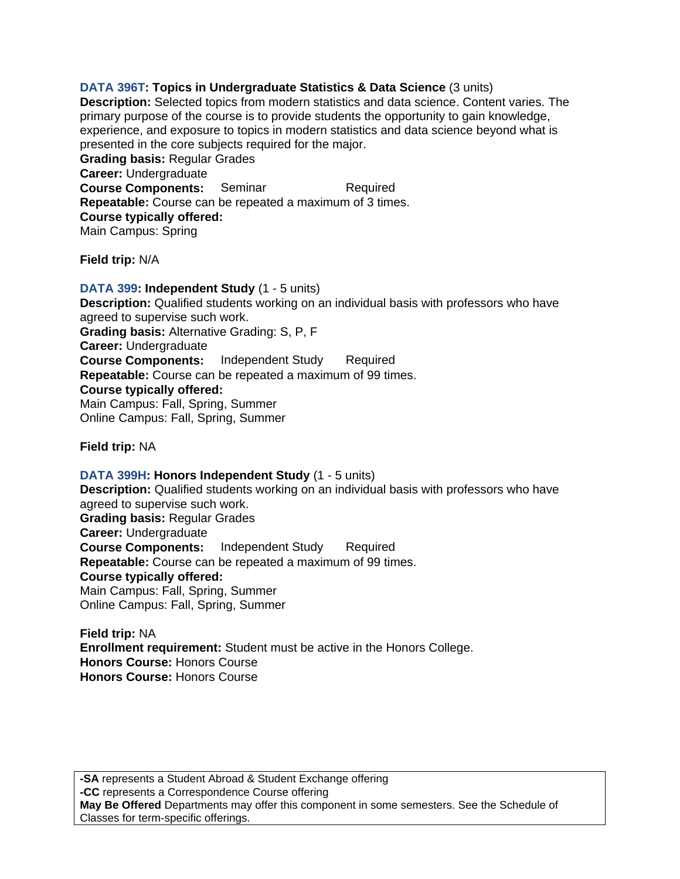**DATA 396T: Topics in Undergraduate Statistics & Data Science** (3 units)
**Description:** Selected topics from modern statistics and data science. Content varies. The primary purpose of the course is to provide students the opportunity to gain knowledge, experience, and exposure to topics in modern statistics and data science beyond what is presented in the core subjects required for the major.
**Grading basis:** Regular Grades
**Career:** Undergraduate
**Course Components:** Seminar Required
**Repeatable:** Course can be repeated a maximum of 3 times.
**Course typically offered:**
Main Campus: Spring

**Field trip:** N/A

**DATA 399: Independent Study** (1 - 5 units)
**Description:** Qualified students working on an individual basis with professors who have agreed to supervise such work.
**Grading basis:** Alternative Grading: S, P, F
**Career:** Undergraduate
**Course Components:** Independent Study Required
**Repeatable:** Course can be repeated a maximum of 99 times.
**Course typically offered:**
Main Campus: Fall, Spring, Summer
Online Campus: Fall, Spring, Summer

**Field trip:** NA

**DATA 399H: Honors Independent Study** (1 - 5 units)
**Description:** Qualified students working on an individual basis with professors who have agreed to supervise such work.
**Grading basis:** Regular Grades
**Career:** Undergraduate
**Course Components:** Independent Study Required
**Repeatable:** Course can be repeated a maximum of 99 times.
**Course typically offered:**
Main Campus: Fall, Spring, Summer
Online Campus: Fall, Spring, Summer

**Field trip:** NA
**Enrollment requirement:** Student must be active in the Honors College.
**Honors Course:** Honors Course
**Honors Course:** Honors Course

**-SA** represents a Student Abroad & Student Exchange offering
**-CC** represents a Correspondence Course offering
**May Be Offered** Departments may offer this component in some semesters. See the Schedule of Classes for term-specific offerings.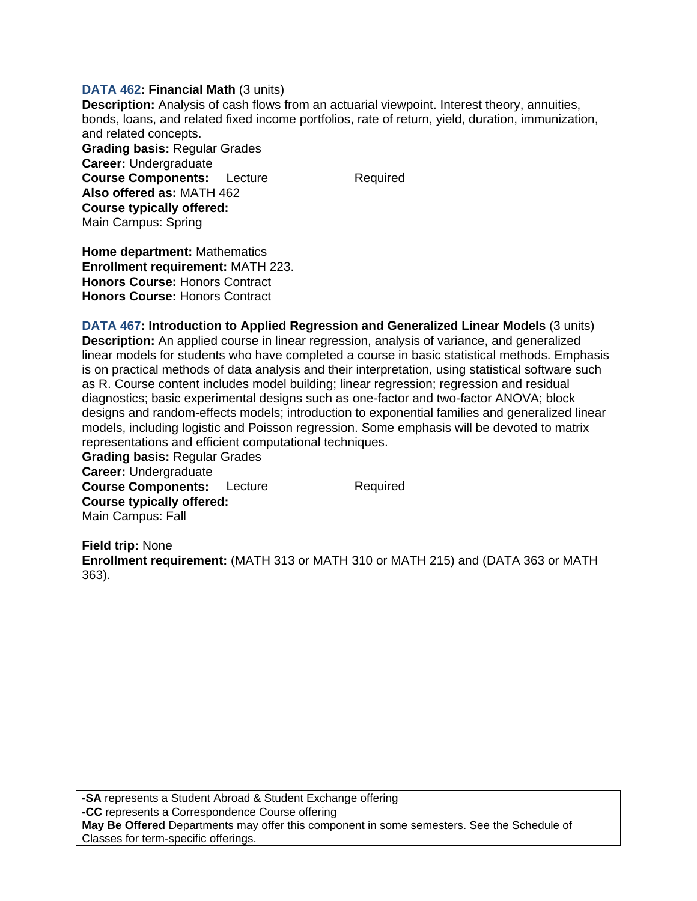**DATA 462: Financial Math** (3 units)
**Description:** Analysis of cash flows from an actuarial viewpoint. Interest theory, annuities, bonds, loans, and related fixed income portfolios, rate of return, yield, duration, immunization, and related concepts.
**Grading basis:** Regular Grades
**Career:** Undergraduate
**Course Components:** Lecture Required
**Also offered as:** MATH 462
**Course typically offered:**
Main Campus: Spring

**Home department:** Mathematics
**Enrollment requirement:** MATH 223.
**Honors Course:** Honors Contract
**Honors Course:** Honors Contract

**DATA 467: Introduction to Applied Regression and Generalized Linear Models** (3 units)
**Description:** An applied course in linear regression, analysis of variance, and generalized linear models for students who have completed a course in basic statistical methods. Emphasis is on practical methods of data analysis and their interpretation, using statistical software such as R. Course content includes model building; linear regression; regression and residual diagnostics; basic experimental designs such as one-factor and two-factor ANOVA; block designs and random-effects models; introduction to exponential families and generalized linear models, including logistic and Poisson regression. Some emphasis will be devoted to matrix representations and efficient computational techniques.
**Grading basis:** Regular Grades
**Career:** Undergraduate
**Course Components:** Lecture Required
**Course typically offered:**
Main Campus: Fall

**Field trip:** None
**Enrollment requirement:** (MATH 313 or MATH 310 or MATH 215) and (DATA 363 or MATH 363).

**-SA** represents a Student Abroad & Student Exchange offering
**-CC** represents a Correspondence Course offering
**May Be Offered** Departments may offer this component in some semesters. See the Schedule of Classes for term-specific offerings.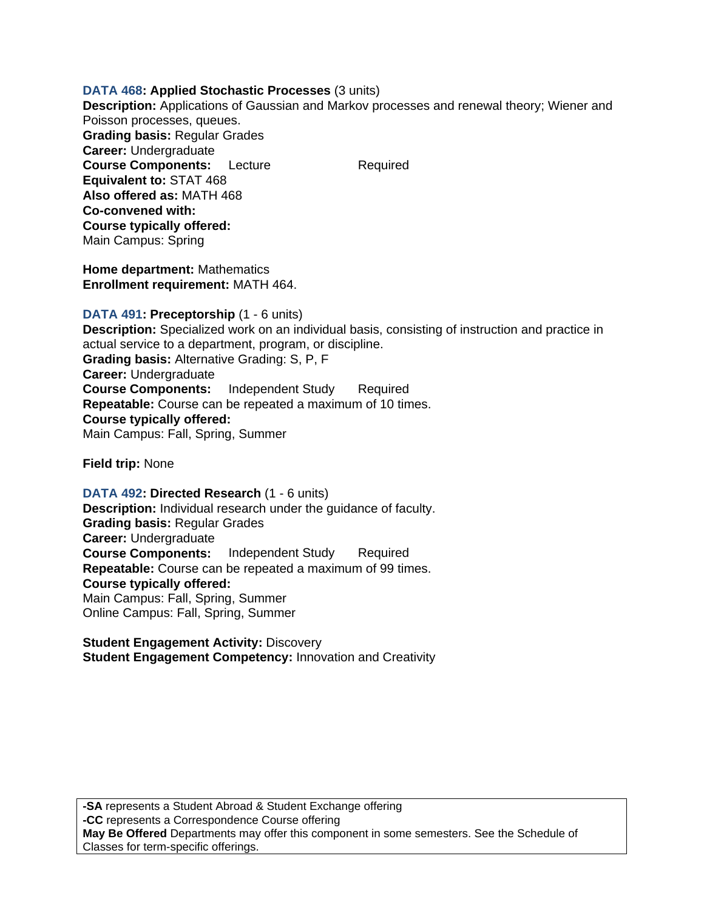**DATA 468: Applied Stochastic Processes** (3 units)
**Description:** Applications of Gaussian and Markov processes and renewal theory; Wiener and Poisson processes, queues.
**Grading basis:** Regular Grades
**Career:** Undergraduate
**Course Components:** Lecture Required
**Equivalent to:** STAT 468
**Also offered as:** MATH 468
**Co-convened with:**
**Course typically offered:**
Main Campus: Spring

**Home department:** Mathematics
**Enrollment requirement:** MATH 464.

**DATA 491: Preceptorship** (1 - 6 units)
**Description:** Specialized work on an individual basis, consisting of instruction and practice in actual service to a department, program, or discipline.
**Grading basis:** Alternative Grading: S, P, F
**Career:** Undergraduate
**Course Components:** Independent Study Required
**Repeatable:** Course can be repeated a maximum of 10 times.
**Course typically offered:**
Main Campus: Fall, Spring, Summer

**Field trip:** None

**DATA 492: Directed Research** (1 - 6 units)
**Description:** Individual research under the guidance of faculty.
**Grading basis:** Regular Grades
**Career:** Undergraduate
**Course Components:** Independent Study Required
**Repeatable:** Course can be repeated a maximum of 99 times.
**Course typically offered:**
Main Campus: Fall, Spring, Summer
Online Campus: Fall, Spring, Summer

**Student Engagement Activity:** Discovery
**Student Engagement Competency:** Innovation and Creativity

**-SA** represents a Student Abroad & Student Exchange offering
**-CC** represents a Correspondence Course offering
**May Be Offered** Departments may offer this component in some semesters. See the Schedule of Classes for term-specific offerings.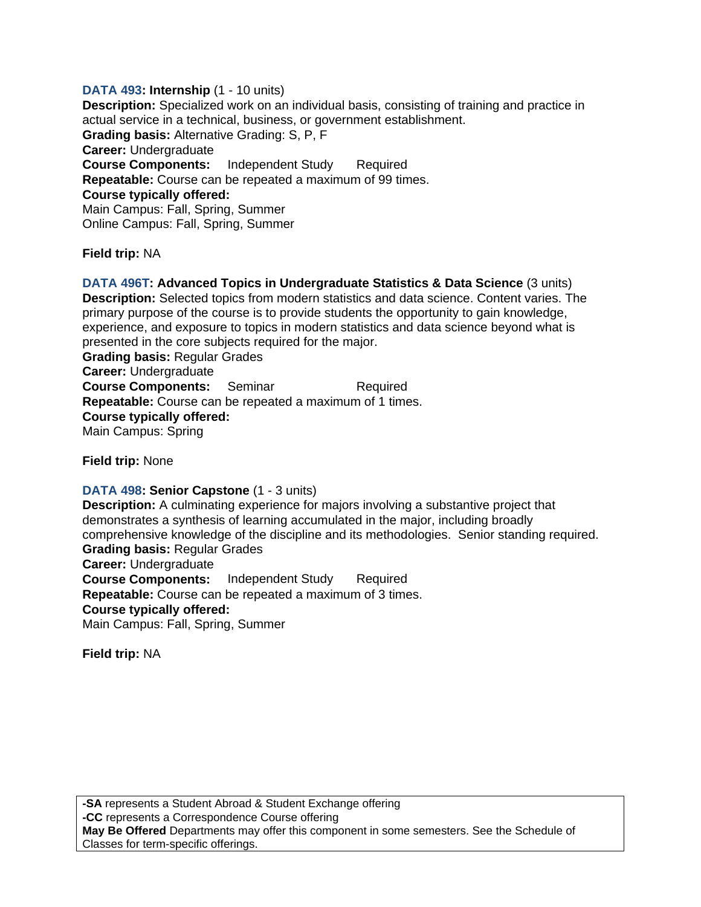**DATA 493: Internship** (1 - 10 units)
**Description:** Specialized work on an individual basis, consisting of training and practice in actual service in a technical, business, or government establishment.
**Grading basis:** Alternative Grading: S, P, F
**Career:** Undergraduate
**Course Components:** Independent Study Required
**Repeatable:** Course can be repeated a maximum of 99 times.
**Course typically offered:**
Main Campus: Fall, Spring, Summer
Online Campus: Fall, Spring, Summer

**Field trip:** NA

**DATA 496T: Advanced Topics in Undergraduate Statistics & Data Science** (3 units)
**Description:** Selected topics from modern statistics and data science. Content varies. The primary purpose of the course is to provide students the opportunity to gain knowledge, experience, and exposure to topics in modern statistics and data science beyond what is presented in the core subjects required for the major.
**Grading basis:** Regular Grades
**Career:** Undergraduate
**Course Components:** Seminar Required
**Repeatable:** Course can be repeated a maximum of 1 times.
**Course typically offered:**
Main Campus: Spring

**Field trip:** None

**DATA 498: Senior Capstone** (1 - 3 units)
**Description:** A culminating experience for majors involving a substantive project that demonstrates a synthesis of learning accumulated in the major, including broadly comprehensive knowledge of the discipline and its methodologies. Senior standing required.
**Grading basis:** Regular Grades
**Career:** Undergraduate
**Course Components:** Independent Study Required
**Repeatable:** Course can be repeated a maximum of 3 times.
**Course typically offered:**
Main Campus: Fall, Spring, Summer

**Field trip:** NA

**-SA** represents a Student Abroad & Student Exchange offering
**-CC** represents a Correspondence Course offering
**May Be Offered** Departments may offer this component in some semesters. See the Schedule of Classes for term-specific offerings.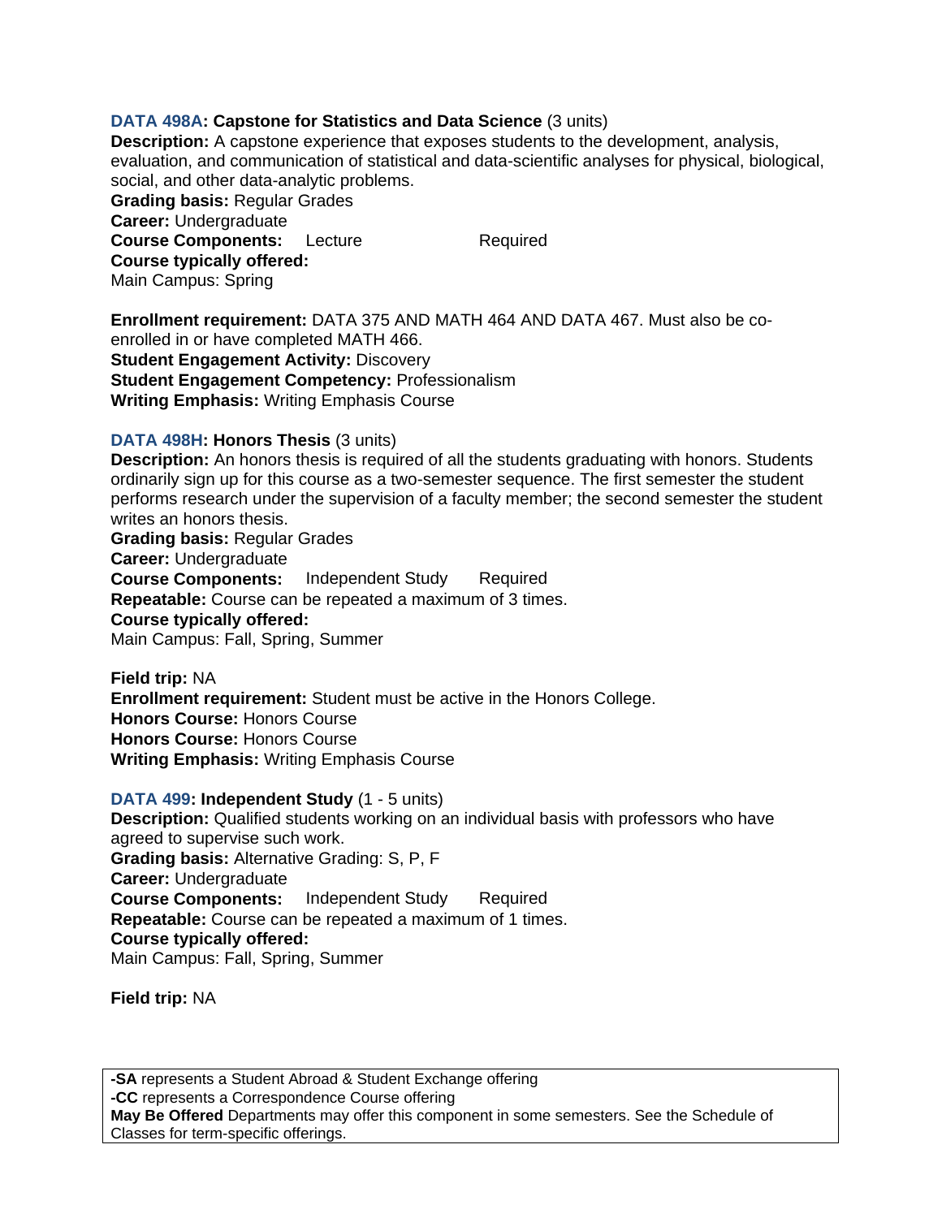**DATA 498A: Capstone for Statistics and Data Science** (3 units)
**Description:** A capstone experience that exposes students to the development, analysis, evaluation, and communication of statistical and data-scientific analyses for physical, biological, social, and other data-analytic problems.
**Grading basis:** Regular Grades
**Career:** Undergraduate
**Course Components:** Lecture Required
**Course typically offered:**
Main Campus: Spring

**Enrollment requirement:** DATA 375 AND MATH 464 AND DATA 467. Must also be co-enrolled in or have completed MATH 466.
**Student Engagement Activity:** Discovery
**Student Engagement Competency:** Professionalism
**Writing Emphasis:** Writing Emphasis Course

**DATA 498H: Honors Thesis** (3 units)
**Description:** An honors thesis is required of all the students graduating with honors. Students ordinarily sign up for this course as a two-semester sequence. The first semester the student performs research under the supervision of a faculty member; the second semester the student writes an honors thesis.
**Grading basis:** Regular Grades
**Career:** Undergraduate
**Course Components:** Independent Study Required
**Repeatable:** Course can be repeated a maximum of 3 times.
**Course typically offered:**
Main Campus: Fall, Spring, Summer

**Field trip:** NA
**Enrollment requirement:** Student must be active in the Honors College.
**Honors Course:** Honors Course
**Honors Course:** Honors Course
**Writing Emphasis:** Writing Emphasis Course

**DATA 499: Independent Study** (1 - 5 units)
**Description:** Qualified students working on an individual basis with professors who have agreed to supervise such work.
**Grading basis:** Alternative Grading: S, P, F
**Career:** Undergraduate
**Course Components:** Independent Study Required
**Repeatable:** Course can be repeated a maximum of 1 times.
**Course typically offered:**
Main Campus: Fall, Spring, Summer

**Field trip:** NA

**-SA** represents a Student Abroad & Student Exchange offering
**-CC** represents a Correspondence Course offering
**May Be Offered** Departments may offer this component in some semesters. See the Schedule of Classes for term-specific offerings.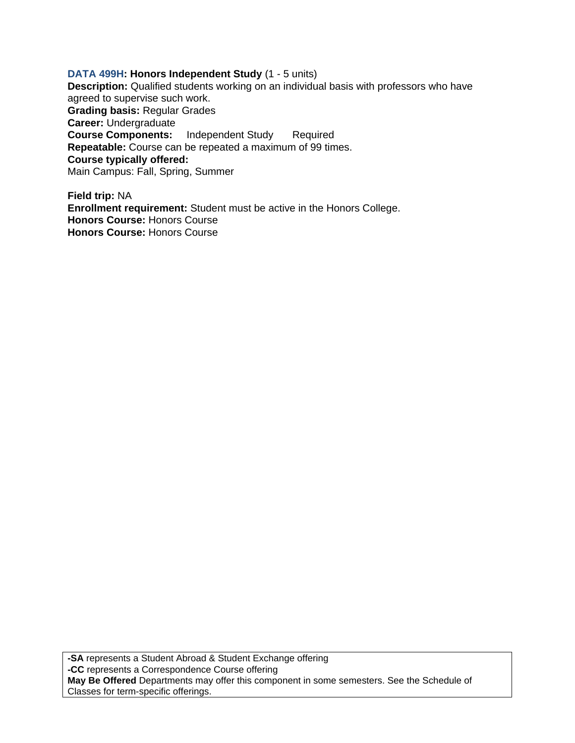**DATA 499H: Honors Independent Study** (1 - 5 units)
**Description:** Qualified students working on an individual basis with professors who have agreed to supervise such work.
**Grading basis:** Regular Grades
**Career:** Undergraduate
**Course Components:** Independent Study Required
**Repeatable:** Course can be repeated a maximum of 99 times.
**Course typically offered:**
Main Campus: Fall, Spring, Summer

**Field trip:** NA
**Enrollment requirement:** Student must be active in the Honors College.
**Honors Course:** Honors Course
**Honors Course:** Honors Course

**-SA** represents a Student Abroad & Student Exchange offering
**-CC** represents a Correspondence Course offering
**May Be Offered** Departments may offer this component in some semesters. See the Schedule of Classes for term-specific offerings.